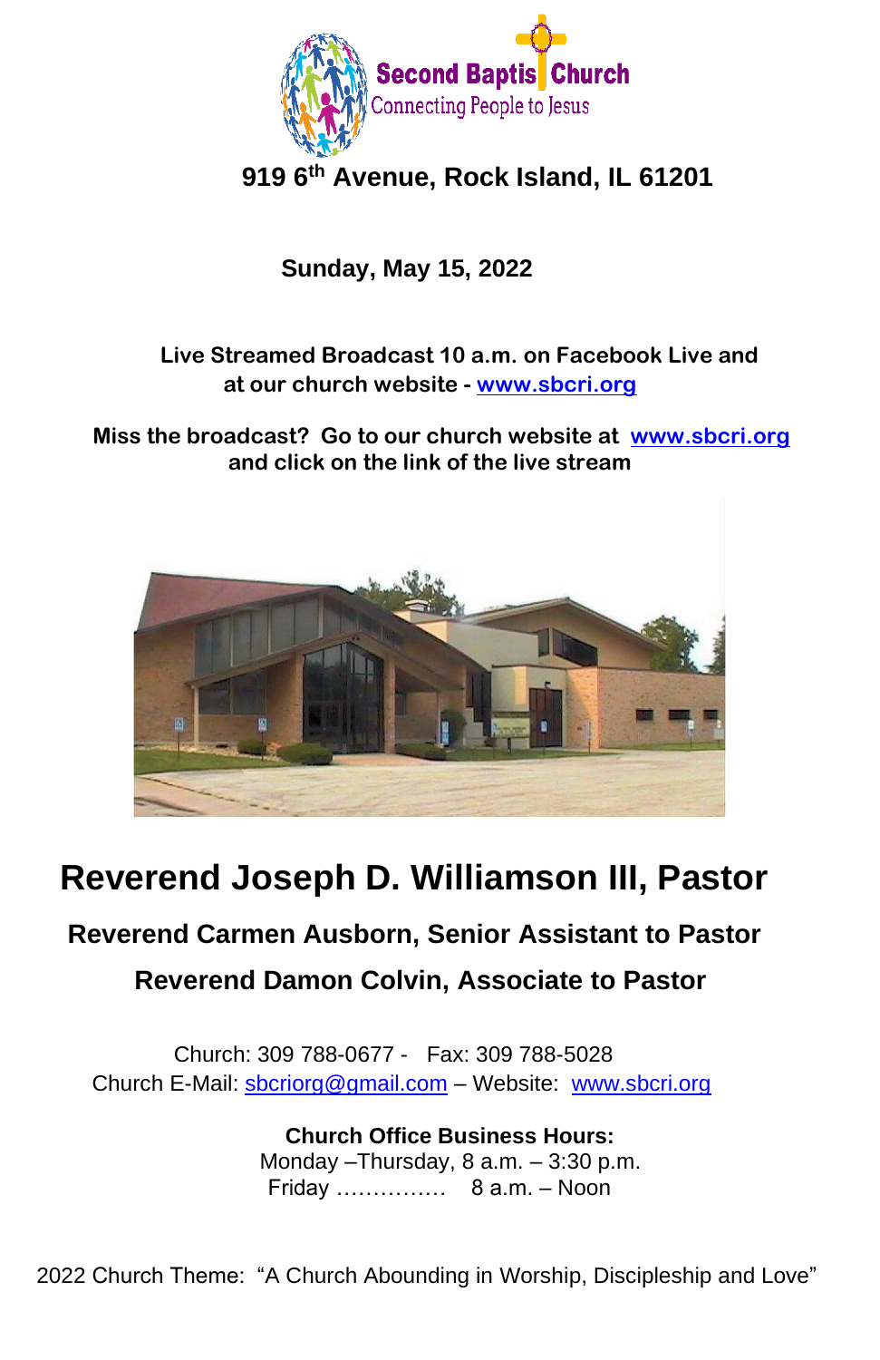# Second Baptist Church

Connecting People to Jesus

**919 6th Avenue, Rock Island, IL 61201**

**Sunday, May 15, 2022**

**Live Streamed Broadcast 10 a.m. on Facebook Live and at our church website - www.sbcri.org**

**Miss the broadcast? Go to our church website at www.sbcri.org and click on the link of the live stream**

# Reverend Joseph D. Williamson III, Pastor

## Reverend Carmen Ausborn, Senior Assistant to Pastor

## Reverend Damon Colvin, Associate to Pastor

Church: 309 788-0677 - Fax: 309 788-5028

Church E-Mail: sbcriorg@gmail.com – Website: www.sbcri.org

**Church Office Business Hours:**

Monday –Thursday, 8 a.m. – 3:30 p.m.

Friday …………… 8 a.m. – Noon

2022 Church Theme: "A Church Abounding in Worship, Discipleship and Love"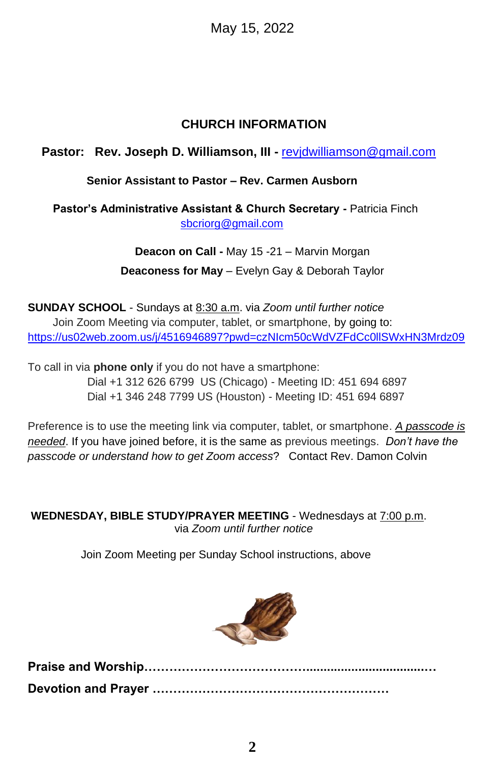May 15, 2022

## CHURCH INFORMATION

**Pastor: Rev. Joseph D. Williamson, III -** revjdwilliamson@gmail.com

**Senior Assistant to Pastor – Rev. Carmen Ausborn**

**Pastor's Administrative Assistant & Church Secretary -** Patricia Finch
sbcriorg@gmail.com

**Deacon on Call -** May 15 -21 – Marvin Morgan

**Deaconess for May** – Evelyn Gay & Deborah Taylor

**SUNDAY SCHOOL** - Sundays at 8:30 a.m. via *Zoom until further notice*
Join Zoom Meeting via computer, tablet, or smartphone, by going to:
https://us02web.zoom.us/j/4516946897?pwd=czNIcm50cWdVZFdCc0llSWxHN3Mrdz09

To call in via **phone only** if you do not have a smartphone:
Dial +1 312 626 6799 US (Chicago) - Meeting ID: 451 694 6897
Dial +1 346 248 7799 US (Houston) - Meeting ID: 451 694 6897

Preference is to use the meeting link via computer, tablet, or smartphone. *A passcode is needed*. If you have joined before, it is the same as previous meetings. *Don't have the passcode or understand how to get Zoom access*? Contact Rev. Damon Colvin

**WEDNESDAY, BIBLE STUDY/PRAYER MEETING** - Wednesdays at 7:00 p.m. via *Zoom until further notice*

Join Zoom Meeting per Sunday School instructions, above

**Praise and Worship……………………………………………………………………**

**Devotion and Prayer ………………………………………………**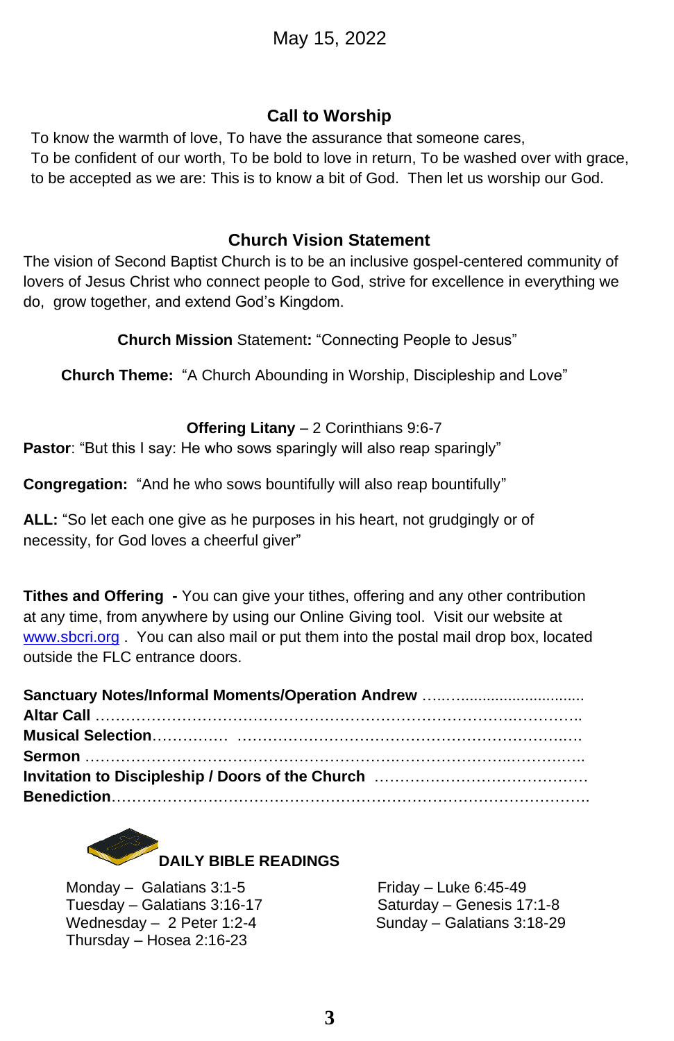May 15, 2022

## Call to Worship

To know the warmth of love, To have the assurance that someone cares,
To be confident of our worth, To be bold to love in return, To be washed over with grace, to be accepted as we are: This is to know a bit of God. Then let us worship our God.

## Church Vision Statement

The vision of Second Baptist Church is to be an inclusive gospel-centered community of lovers of Jesus Christ who connect people to God, strive for excellence in everything we do, grow together, and extend God's Kingdom.

**Church Mission** Statement**:** "Connecting People to Jesus"

**Church Theme:** "A Church Abounding in Worship, Discipleship and Love"

**Offering Litany** – 2 Corinthians 9:6-7

**Pastor**: "But this I say: He who sows sparingly will also reap sparingly"

**Congregation:** "And he who sows bountifully will also reap bountifully"

**ALL:** "So let each one give as he purposes in his heart, not grudgingly or of necessity, for God loves a cheerful giver"

**Tithes and Offering -** You can give your tithes, offering and any other contribution at any time, from anywhere by using our Online Giving tool. Visit our website at www.sbcri.org . You can also mail or put them into the postal mail drop box, located outside the FLC entrance doors.

**Sanctuary Notes/Informal Moments/Operation Andrew** ……..............................
**Altar Call** ……………………………………………………………………………..
**Musical Selection**…………… …………………………………………………………
**Sermon** ………………………………………………………………………………..
**Invitation to Discipleship / Doors of the Church** ……………………………………
**Benediction**……………………………………………………………………………….

**DAILY BIBLE READINGS**

Monday – Galatians 3:1-5
Tuesday – Galatians 3:16-17
Wednesday – 2 Peter 1:2-4
Thursday – Hosea 2:16-23
Friday – Luke 6:45-49
Saturday – Genesis 17:1-8
Sunday – Galatians 3:18-29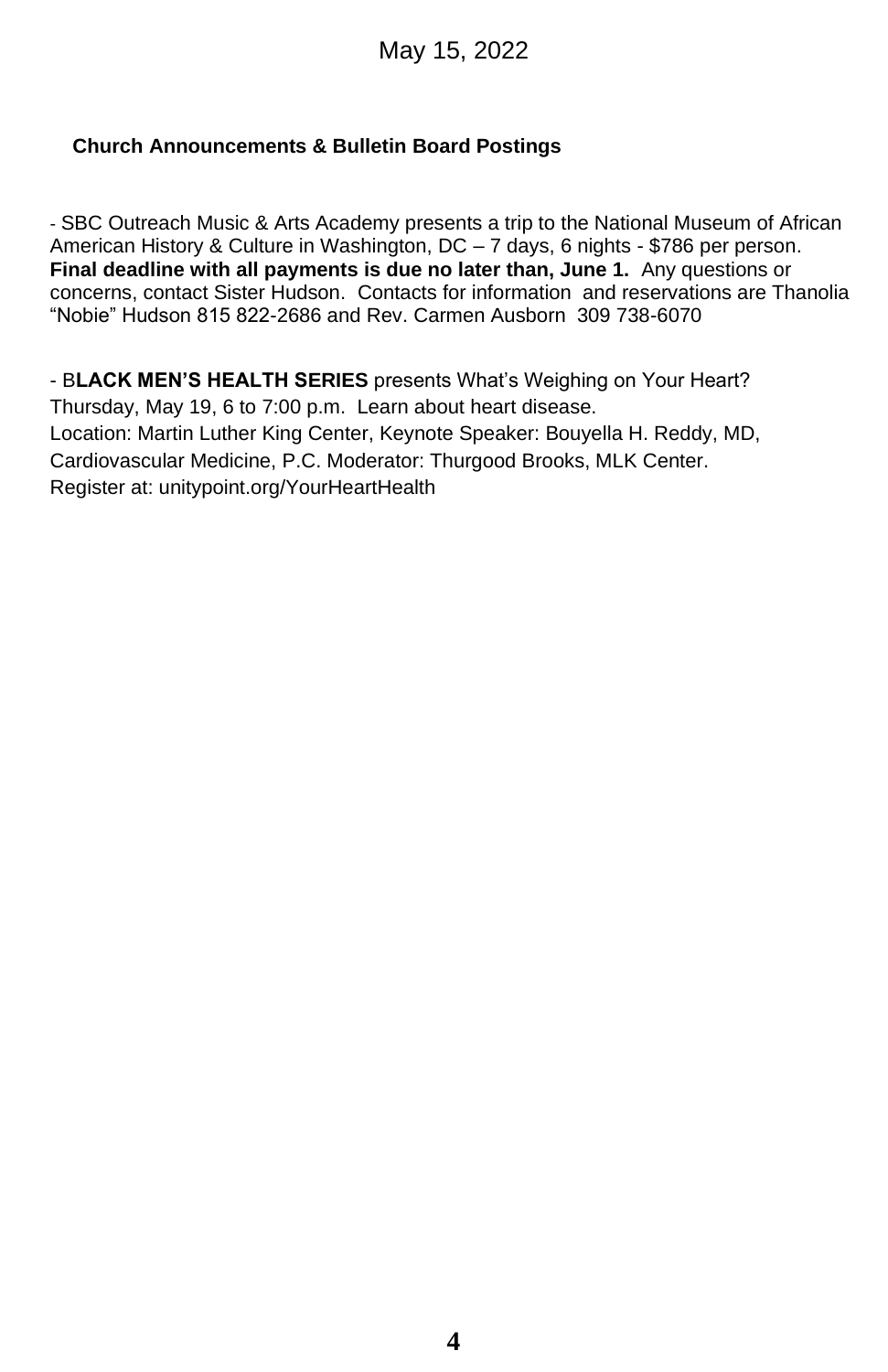May 15, 2022

**Church Announcements & Bulletin Board Postings**

- SBC Outreach Music & Arts Academy presents a trip to the National Museum of African American History & Culture in Washington, DC – 7 days, 6 nights - $786 per person. **Final deadline with all payments is due no later than, June 1.** Any questions or concerns, contact Sister Hudson. Contacts for information and reservations are Thanolia "Nobie" Hudson 815 822-2686 and Rev. Carmen Ausborn 309 738-6070

- B**LACK MEN'S HEALTH SERIES** presents What's Weighing on Your Heart? Thursday, May 19, 6 to 7:00 p.m. Learn about heart disease. Location: Martin Luther King Center, Keynote Speaker: Bouyella H. Reddy, MD, Cardiovascular Medicine, P.C. Moderator: Thurgood Brooks, MLK Center. Register at: unitypoint.org/YourHeartHealth